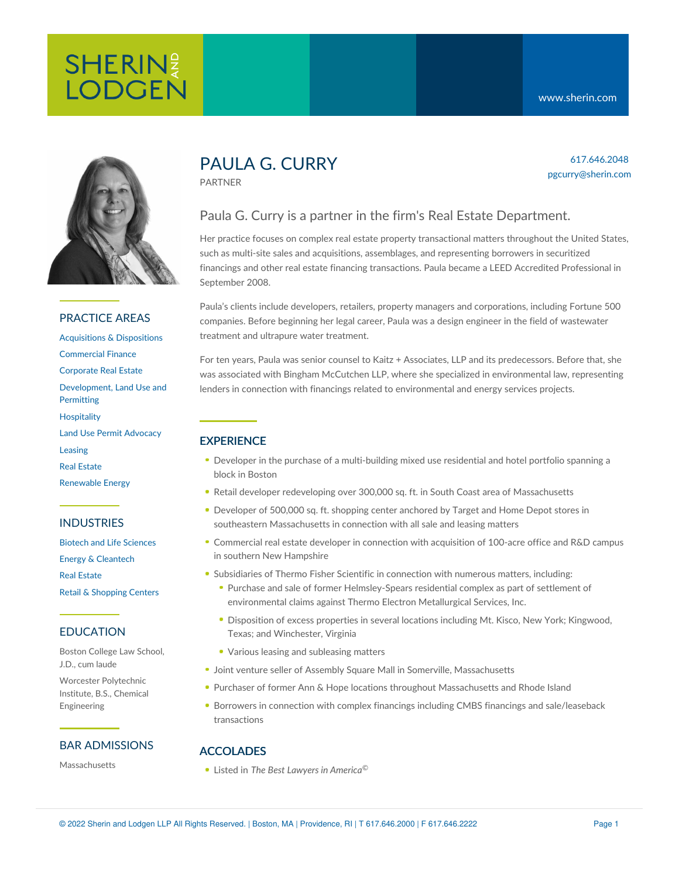# PAULA G. CURRY

PARTNER

617.646.2048
pgcurry@sherin.com

## Paula G. Curry is a partner in the firm's Real Estate Department.

Her practice focuses on complex real estate property transactional matters throughout the United States, such as multi-site sales and acquisitions, assemblages, and representing borrowers in securitized financings and other real estate financing transactions. Paula became a LEED Accredited Professional in September 2008.

Paula's clients include developers, retailers, property managers and corporations, including Fortune 500 companies. Before beginning her legal career, Paula was a design engineer in the field of wastewater treatment and ultrapure water treatment.

For ten years, Paula was senior counsel to Kaitz + Associates, LLP and its predecessors. Before that, she was associated with Bingham McCutchen LLP, where she specialized in environmental law, representing lenders in connection with financings related to environmental and energy services projects.

## EXPERIENCE

- Developer in the purchase of a multi-building mixed use residential and hotel portfolio spanning a block in Boston
- Retail developer redeveloping over 300,000 sq. ft. in South Coast area of Massachusetts
- Developer of 500,000 sq. ft. shopping center anchored by Target and Home Depot stores in southeastern Massachusetts in connection with all sale and leasing matters
- Commercial real estate developer in connection with acquisition of 100-acre office and R&D campus in southern New Hampshire
- Subsidiaries of Thermo Fisher Scientific in connection with numerous matters, including:
  - Purchase and sale of former Helmsley-Spears residential complex as part of settlement of environmental claims against Thermo Electron Metallurgical Services, Inc.
  - Disposition of excess properties in several locations including Mt. Kisco, New York; Kingwood, Texas; and Winchester, Virginia
  - Various leasing and subleasing matters
- Joint venture seller of Assembly Square Mall in Somerville, Massachusetts
- Purchaser of former Ann & Hope locations throughout Massachusetts and Rhode Island
- Borrowers in connection with complex financings including CMBS financings and sale/leaseback transactions

## ACCOLADES

- Listed in *The Best Lawyers in America©*

## PRACTICE AREAS

- Acquisitions & Dispositions
- Commercial Finance
- Corporate Real Estate
- Development, Land Use and Permitting
- Hospitality
- Land Use Permit Advocacy
- Leasing
- Real Estate
- Renewable Energy

## INDUSTRIES

- Biotech and Life Sciences
- Energy & Cleantech
- Real Estate
- Retail & Shopping Centers

## EDUCATION

Boston College Law School, J.D., cum laude

Worcester Polytechnic Institute, B.S., Chemical Engineering

## BAR ADMISSIONS

Massachusetts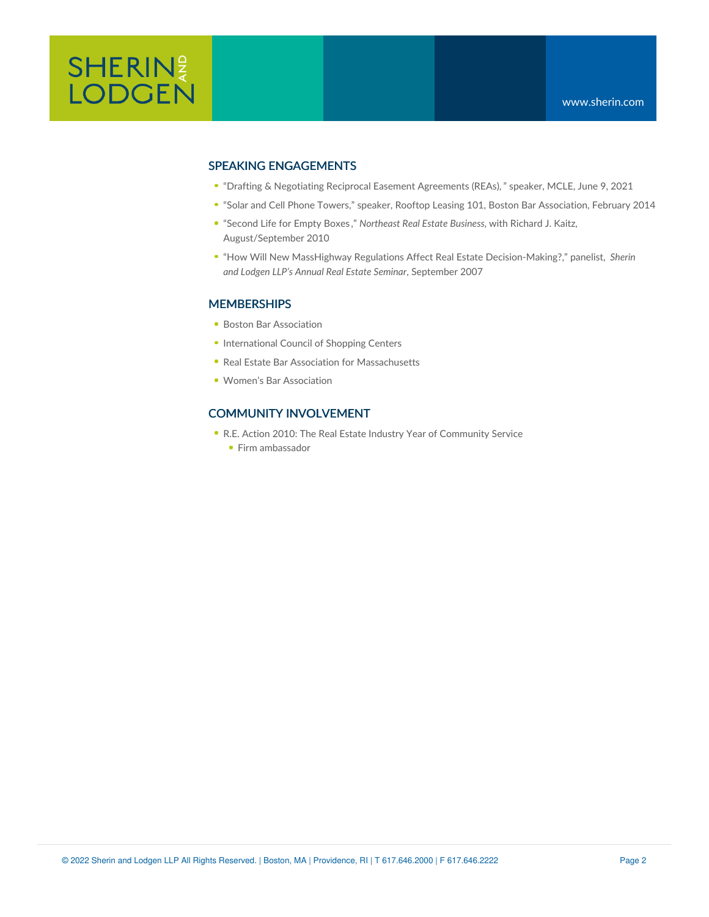## SPEAKING ENGAGEMENTS

- "Drafting & Negotiating Reciprocal Easement Agreements (REAs)," speaker, MCLE, June 9, 2021
- "Solar and Cell Phone Towers," speaker, Rooftop Leasing 101, Boston Bar Association, February 2014
- "Second Life for Empty Boxes," *Northeast Real Estate Business*, with Richard J. Kaitz, August/September 2010
- "How Will New MassHighway Regulations Affect Real Estate Decision-Making?," panelist, *Sherin and Lodgen LLP's Annual Real Estate Seminar*, September 2007

## MEMBERSHIPS

- Boston Bar Association
- International Council of Shopping Centers
- Real Estate Bar Association for Massachusetts
- Women's Bar Association

## COMMUNITY INVOLVEMENT

- R.E. Action 2010: The Real Estate Industry Year of Community Service
  - Firm ambassador